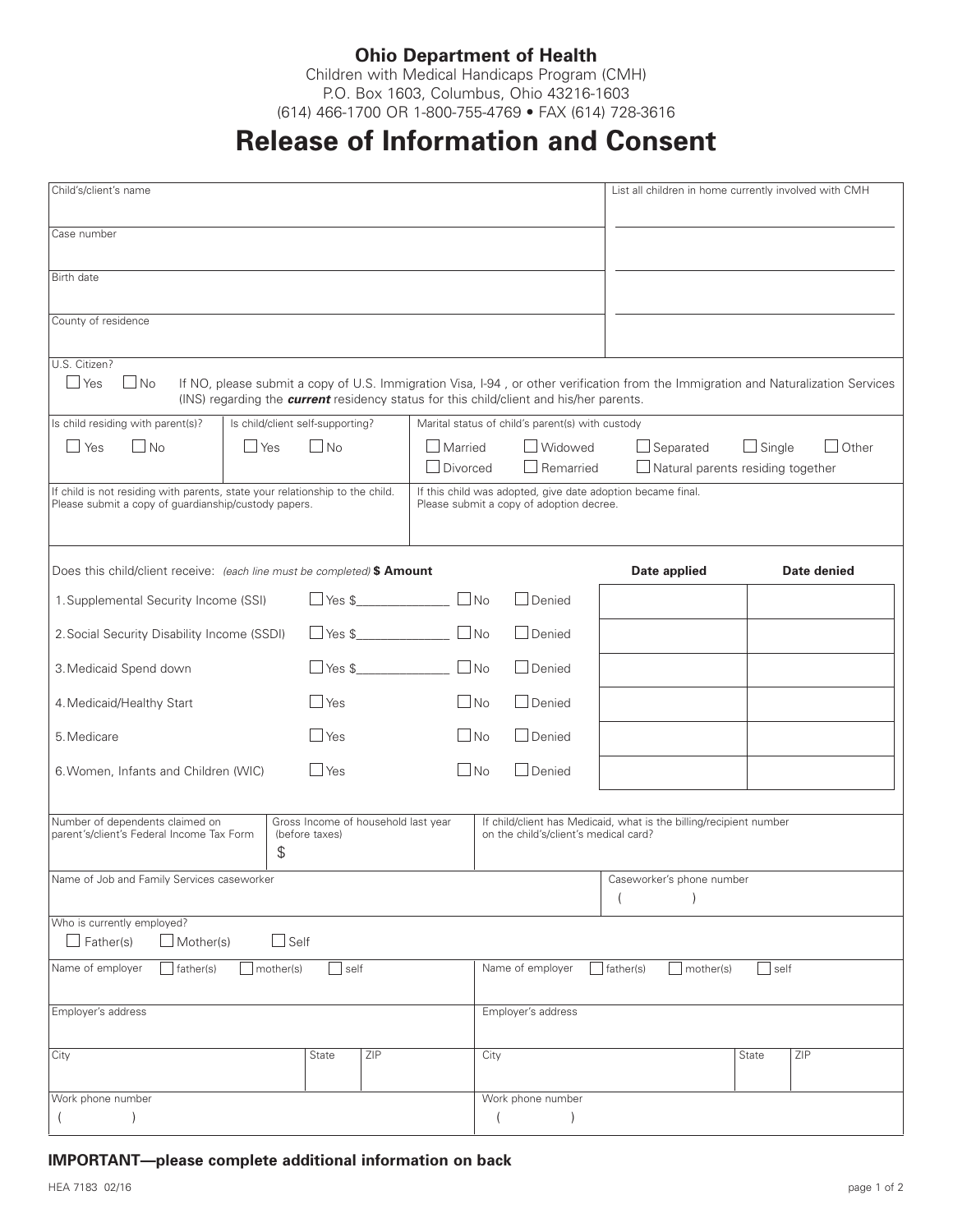**Ohio Department of Health**

Children with Medical Handicaps Program (CMH)
P.O. Box 1603, Columbus, Ohio 43216-1603
(614) 466-1700 OR 1-800-755-4769 • FAX (614) 728-3616

# Release of Information and Consent

| | |
|---|---|
| Child's/client's name | List all children in home currently involved with CMH |
| Case number | |
| Birth date | |
| County of residence | |

U.S. Citizen?
☐ Yes ☐ No If NO, please submit a copy of U.S. Immigration Visa, I-94 , or other verification from the Immigration and Naturalization Services (INS) regarding the ***current*** residency status for this child/client and his/her parents.

| Is child residing with parent(s)? | Is child/client self-supporting? | Marital status of child's parent(s) with custody |
|---|---|---|
| ☐ Yes ☐ No | ☐ Yes ☐ No | ☐ Married ☐ Widowed ☐ Separated ☐ Single ☐ Other ☐ Divorced ☐ Remarried ☐ Natural parents residing together |

| | |
|---|---|
| If child is not residing with parents, state your relationship to the child. Please submit a copy of guardianship/custody papers. | If this child was adopted, give date adoption became final. Please submit a copy of adoption decree. |

| Does this child/client receive: *(each line must be completed)* **$ Amount** | | | | **Date applied** | **Date denied** |
|---|---|---|---|---|---|
| 1. Supplemental Security Income (SSI) | ☐ Yes $\_\_\_\_\_\_\_\_\_\_\_\_ | ☐ No | ☐ Denied | | |
| 2. Social Security Disability Income (SSDI) | ☐ Yes $\_\_\_\_\_\_\_\_\_\_\_\_ | ☐ No | ☐ Denied | | |
| 3. Medicaid Spend down | ☐ Yes $\_\_\_\_\_\_\_\_\_\_\_\_ | ☐ No | ☐ Denied | | |
| 4. Medicaid/Healthy Start | ☐ Yes | ☐ No | ☐ Denied | | |
| 5. Medicare | ☐ Yes | ☐ No | ☐ Denied | | |
| 6. Women, Infants and Children (WIC) | ☐ Yes | ☐ No | ☐ Denied | | |

| Number of dependents claimed on parent's/client's Federal Income Tax Form | Gross Income of household last year (before taxes) | If child/client has Medicaid, what is the billing/recipient number on the child's/client's medical card? |
|---|---|---|
| | $ | |

| Name of Job and Family Services caseworker | Caseworker's phone number |
|---|---|
| | ( ) |

Who is currently employed?
☐ Father(s) ☐ Mother(s) ☐ Self

| Name of employer ☐ father(s) ☐ mother(s) ☐ self | | | Name of employer ☐ father(s) ☐ mother(s) ☐ self | | |
|---|---|---|---|---|---|
| Employer's address | | | Employer's address | | |
| City | State | ZIP | City | State | ZIP |
| Work phone number ( ) | | | Work phone number ( ) | | |

**IMPORTANT—please complete additional information on back**

HEA 7183 02/16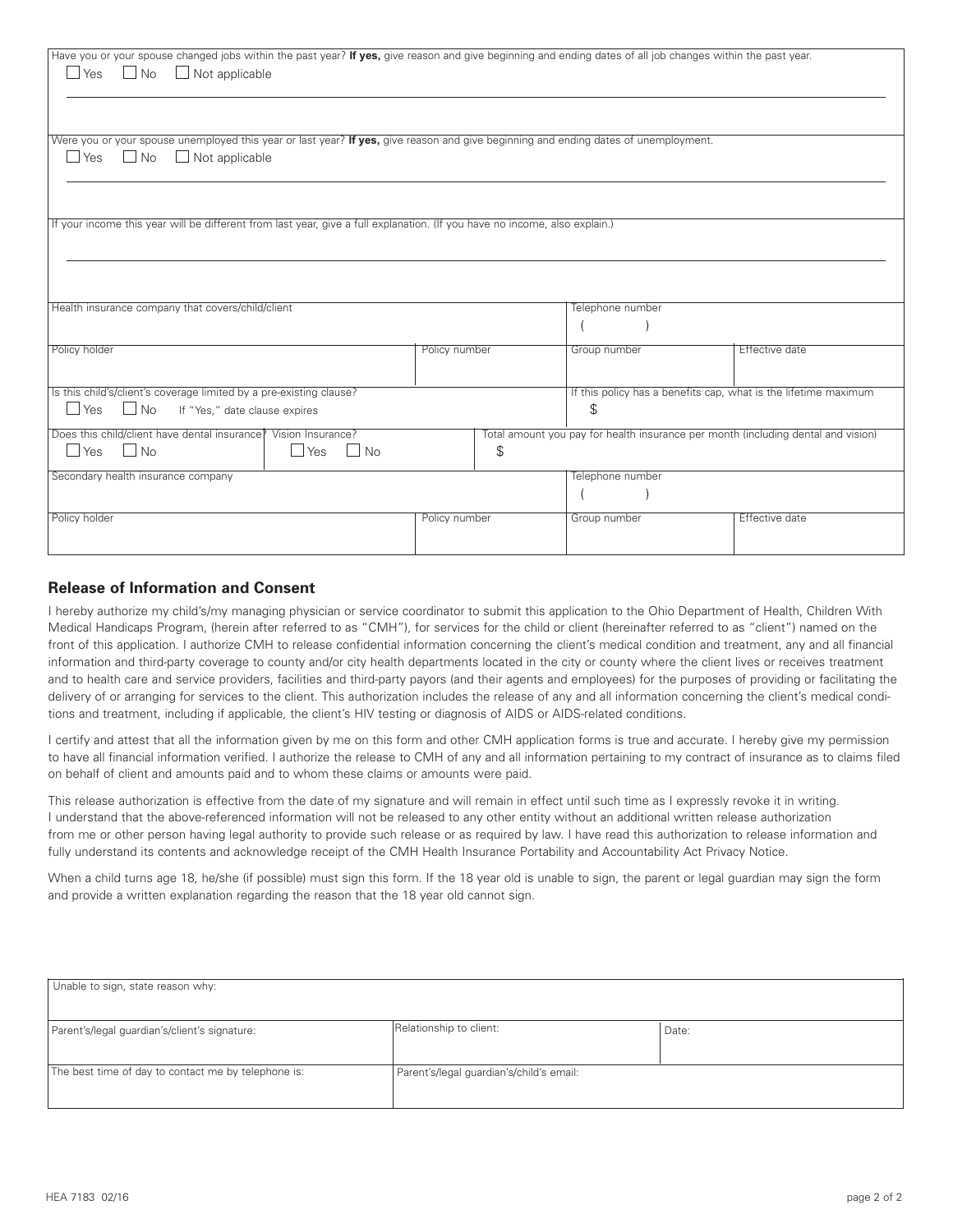Have you or your spouse changed jobs within the past year? **If yes,** give reason and give beginning and ending dates of all job changes within the past year.

☐ Yes ☐ No ☐ Not applicable

Were you or your spouse unemployed this year or last year? **If yes,** give reason and give beginning and ending dates of unemployment.

☐ Yes ☐ No ☐ Not applicable

If your income this year will be different from last year, give a full explanation. (If you have no income, also explain.)

| | | | |
|---|---|---|---|
| Health insurance company that covers/child/client | | Telephone number ( ) | |
| Policy holder | Policy number | Group number | Effective date |
| Is this child's/client's coverage limited by a pre-existing clause? ☐ Yes ☐ No If "Yes," date clause expires | | If this policy has a benefits cap, what is the lifetime maximum $ | |
| Does this child/client have dental insurance? ☐ Yes ☐ No | Vision Insurance? ☐ Yes ☐ No | Total amount you pay for health insurance per month (including dental and vision) $ | |
| Secondary health insurance company | | Telephone number ( ) | |
| Policy holder | Policy number | Group number | Effective date |

## Release of Information and Consent

I hereby authorize my child's/my managing physician or service coordinator to submit this application to the Ohio Department of Health, Children With Medical Handicaps Program, (herein after referred to as "CMH"), for services for the child or client (hereinafter referred to as "client") named on the front of this application. I authorize CMH to release confidential information concerning the client's medical condition and treatment, any and all financial information and third-party coverage to county and/or city health departments located in the city or county where the client lives or receives treatment and to health care and service providers, facilities and third-party payors (and their agents and employees) for the purposes of providing or facilitating the delivery of or arranging for services to the client. This authorization includes the release of any and all information concerning the client's medical conditions and treatment, including if applicable, the client's HIV testing or diagnosis of AIDS or AIDS-related conditions.

I certify and attest that all the information given by me on this form and other CMH application forms is true and accurate. I hereby give my permission to have all financial information verified. I authorize the release to CMH of any and all information pertaining to my contract of insurance as to claims filed on behalf of client and amounts paid and to whom these claims or amounts were paid.

This release authorization is effective from the date of my signature and will remain in effect until such time as I expressly revoke it in writing. I understand that the above-referenced information will not be released to any other entity without an additional written release authorization from me or other person having legal authority to provide such release or as required by law. I have read this authorization to release information and fully understand its contents and acknowledge receipt of the CMH Health Insurance Portability and Accountability Act Privacy Notice.

When a child turns age 18, he/she (if possible) must sign this form. If the 18 year old is unable to sign, the parent or legal guardian may sign the form and provide a written explanation regarding the reason that the 18 year old cannot sign.

| | | |
|---|---|---|
| Unable to sign, state reason why: | | |
| Parent's/legal guardian's/client's signature: | Relationship to client: | Date: |
| The best time of day to contact me by telephone is: | Parent's/legal guardian's/child's email: | |

HEA 7183 02/16